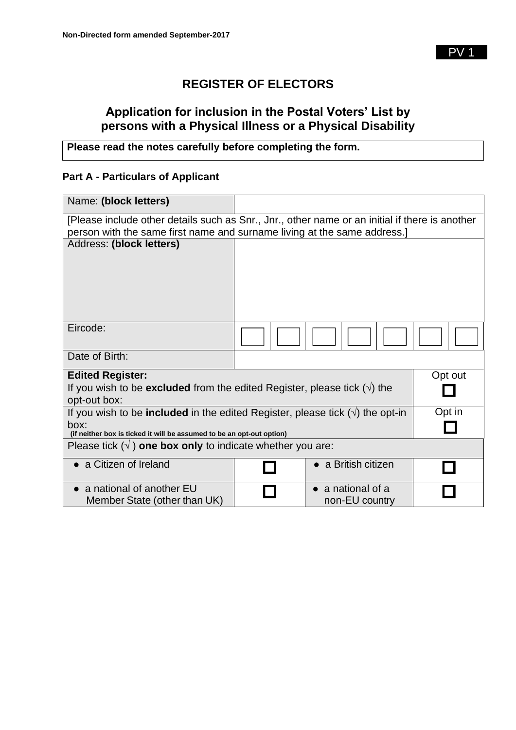Non-Directed form amended September-2017

PV 1

# REGISTER OF ELECTORS

## Application for inclusion in the Postal Voters' List by persons with a Physical Illness or a Physical Disability

**Please read the notes carefully before completing the form.**

### Part A - Particulars of Applicant

| Name: **(block letters)** | |
|---|---|
| [Please include other details such as Snr., Jnr., other name or an initial if there is another person with the same first name and surname living at the same address.] | |
| Address: **(block letters)** | |
| Eircode: | ☐ ☐ ☐ ☐ ☐ ☐ ☐ |
| Date of Birth: | |

| **Edited Register:** | |
|---|---|
| If you wish to be **excluded** from the edited Register, please tick (√) the opt-out box: | Opt out ☐ |
| If you wish to be **included** in the edited Register, please tick (√) the opt-in box: (if neither box is ticked it will be assumed to be an opt-out option) | Opt in ☐ |

| Please tick (√ ) **one box only** to indicate whether you are: | | | |
|---|---|---|---|
| ● a Citizen of Ireland | ☐ | ● a British citizen | ☐ |
| ● a national of another EU Member State (other than UK) | ☐ | ● a national of a non-EU country | ☐ |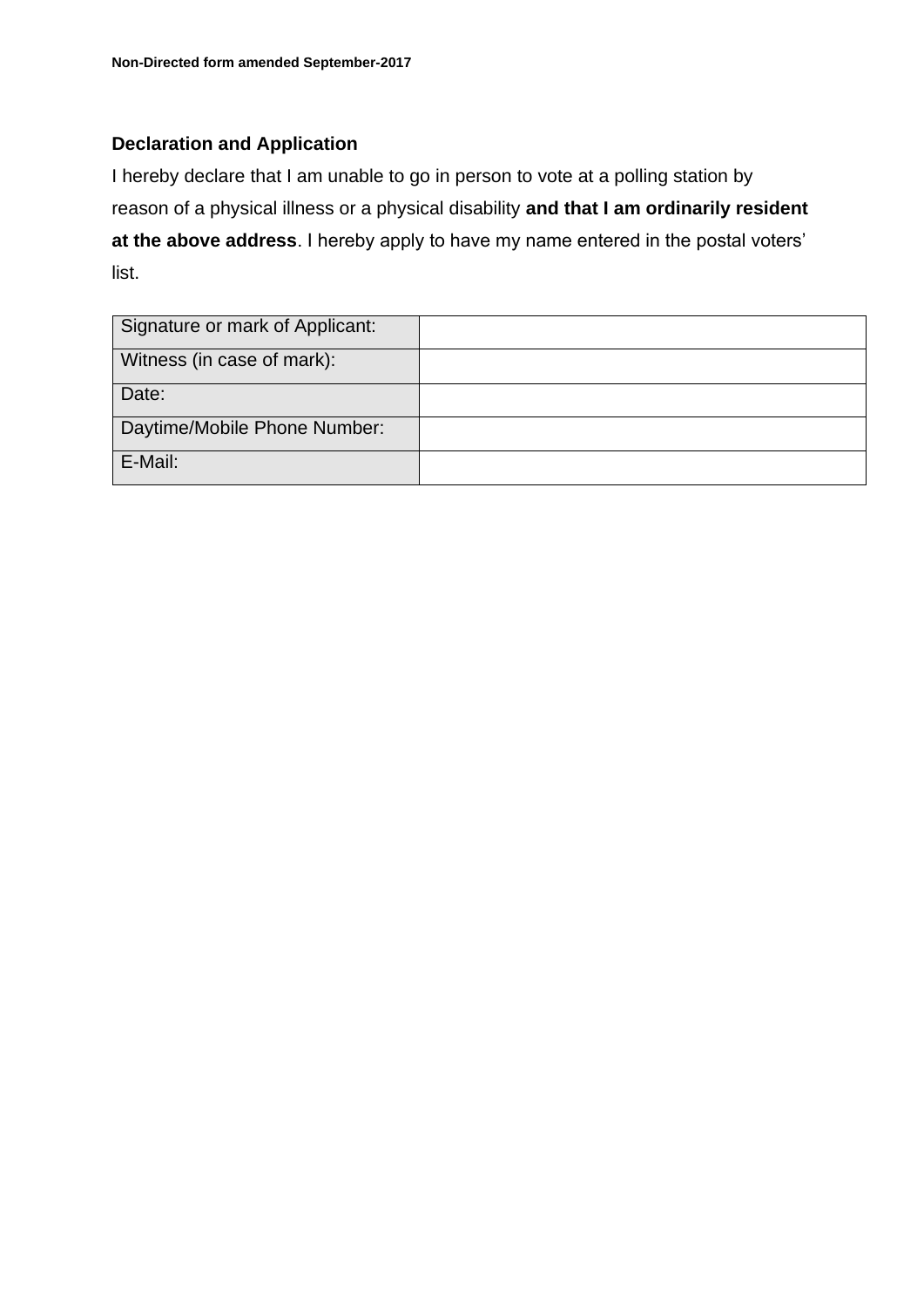**Non-Directed form amended September-2017**

### Declaration and Application

I hereby declare that I am unable to go in person to vote at a polling station by reason of a physical illness or a physical disability **and that I am ordinarily resident at the above address**. I hereby apply to have my name entered in the postal voters' list.

| Signature or mark of Applicant: | |
|---|---|
| Witness (in case of mark): | |
| Date: | |
| Daytime/Mobile Phone Number: | |
| E-Mail: | |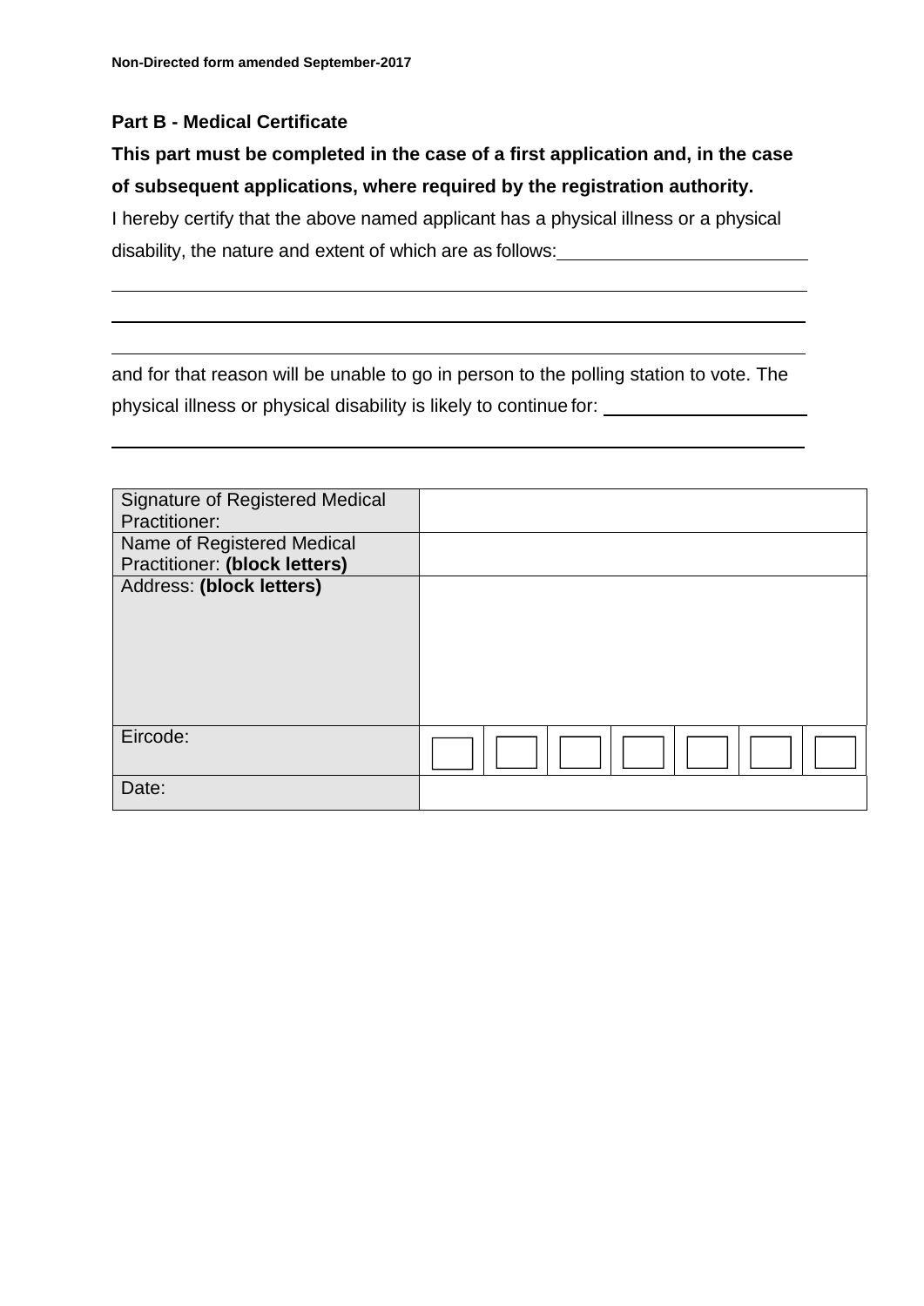**Non-Directed form amended September-2017**

## Part B - Medical Certificate

**This part must be completed in the case of a first application and, in the case of subsequent applications, where required by the registration authority.**

I hereby certify that the above named applicant has a physical illness or a physical disability, the nature and extent of which are as follows: ____________________

____________________________________________________________

____________________________________________________________

____________________________________________________________

and for that reason will be unable to go in person to the polling station to vote. The physical illness or physical disability is likely to continue for: ____________________

____________________________________________________________

| | |
|---|---|
| Signature of Registered Medical Practitioner: | |
| Name of Registered Medical Practitioner: **(block letters)** | |
| Address: **(block letters)** | |
| Eircode: | ☐ ☐ ☐ ☐ ☐ ☐ ☐ |
| Date: | |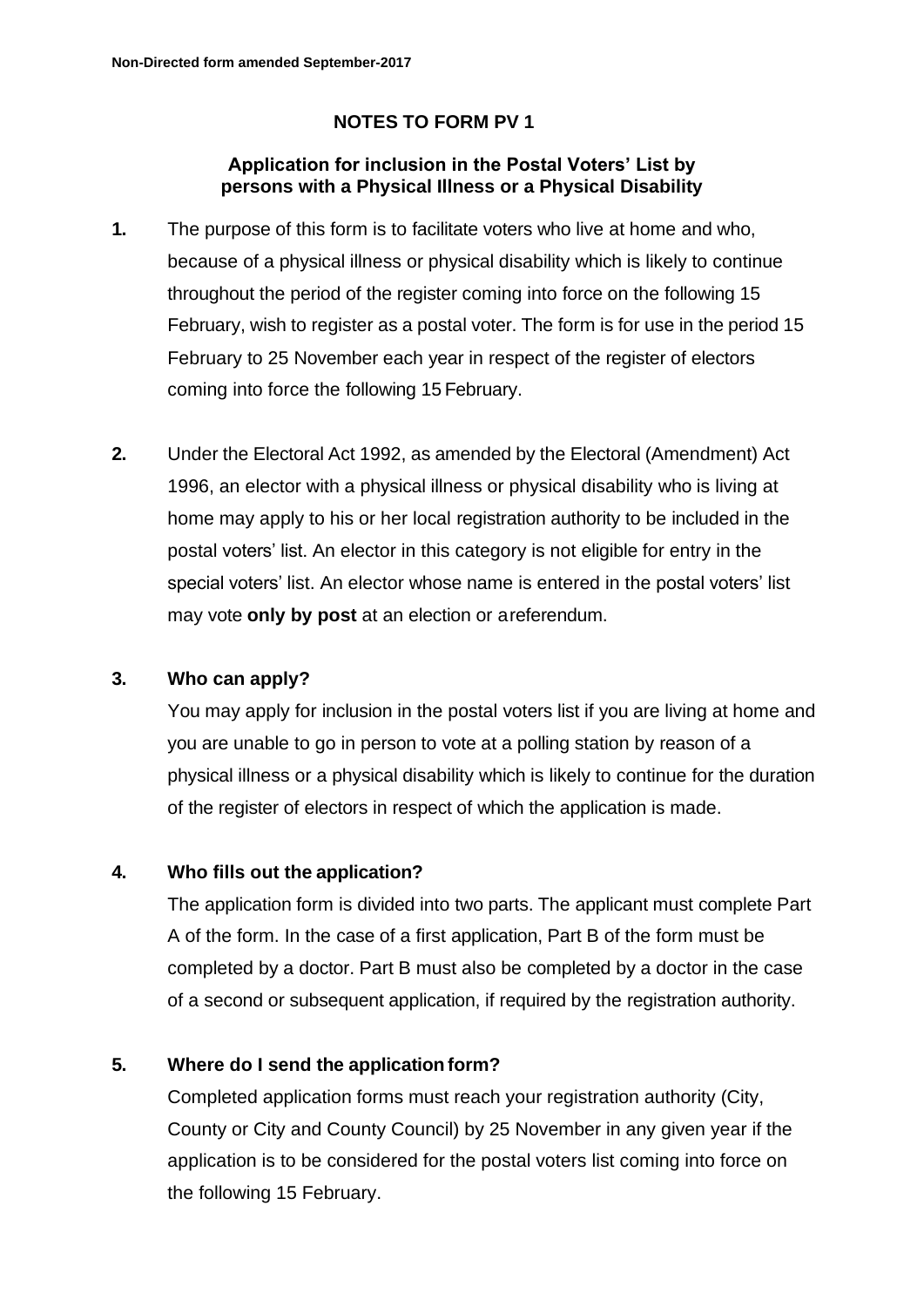**Non-Directed form amended September-2017**

## NOTES TO FORM PV 1

### Application for inclusion in the Postal Voters' List by persons with a Physical Illness or a Physical Disability

**1.** The purpose of this form is to facilitate voters who live at home and who, because of a physical illness or physical disability which is likely to continue throughout the period of the register coming into force on the following 15 February, wish to register as a postal voter. The form is for use in the period 15 February to 25 November each year in respect of the register of electors coming into force the following 15 February.

**2.** Under the Electoral Act 1992, as amended by the Electoral (Amendment) Act 1996, an elector with a physical illness or physical disability who is living at home may apply to his or her local registration authority to be included in the postal voters' list. An elector in this category is not eligible for entry in the special voters' list. An elector whose name is entered in the postal voters' list may vote **only by post** at an election or a referendum.

**3. Who can apply?**

You may apply for inclusion in the postal voters list if you are living at home and you are unable to go in person to vote at a polling station by reason of a physical illness or a physical disability which is likely to continue for the duration of the register of electors in respect of which the application is made.

**4. Who fills out the application?**

The application form is divided into two parts. The applicant must complete Part A of the form. In the case of a first application, Part B of the form must be completed by a doctor. Part B must also be completed by a doctor in the case of a second or subsequent application, if required by the registration authority.

**5. Where do I send the application form?**

Completed application forms must reach your registration authority (City, County or City and County Council) by 25 November in any given year if the application is to be considered for the postal voters list coming into force on the following 15 February.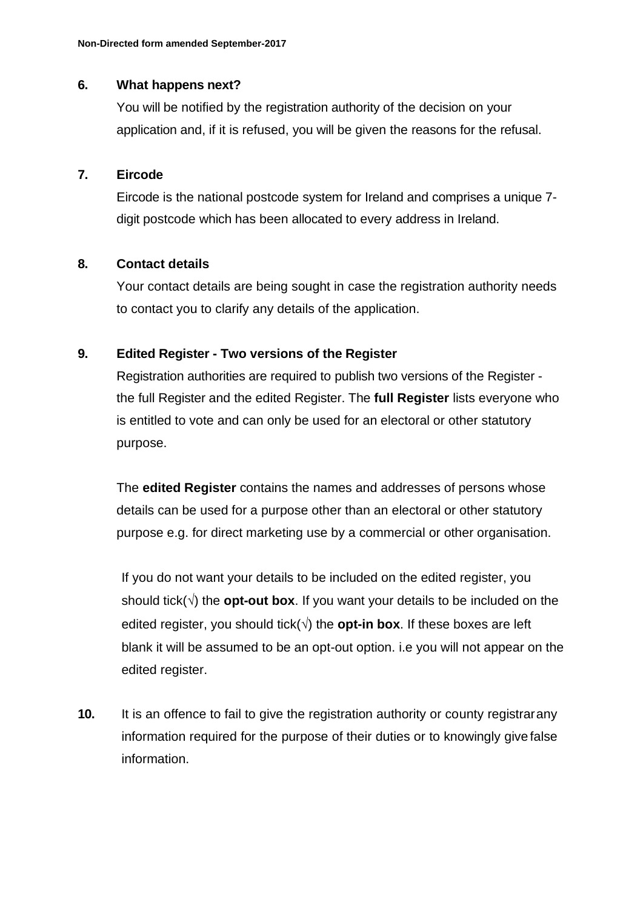**6. What happens next?**

You will be notified by the registration authority of the decision on your application and, if it is refused, you will be given the reasons for the refusal.

**7. Eircode**

Eircode is the national postcode system for Ireland and comprises a unique 7-digit postcode which has been allocated to every address in Ireland.

**8. Contact details**

Your contact details are being sought in case the registration authority needs to contact you to clarify any details of the application.

**9. Edited Register - Two versions of the Register**

Registration authorities are required to publish two versions of the Register - the full Register and the edited Register. The **full Register** lists everyone who is entitled to vote and can only be used for an electoral or other statutory purpose.

The **edited Register** contains the names and addresses of persons whose details can be used for a purpose other than an electoral or other statutory purpose e.g. for direct marketing use by a commercial or other organisation.

If you do not want your details to be included on the edited register, you should tick(√) the **opt-out box**. If you want your details to be included on the edited register, you should tick(√) the **opt-in box**. If these boxes are left blank it will be assumed to be an opt-out option. i.e you will not appear on the edited register.

**10.** It is an offence to fail to give the registration authority or county registrar any information required for the purpose of their duties or to knowingly give false information.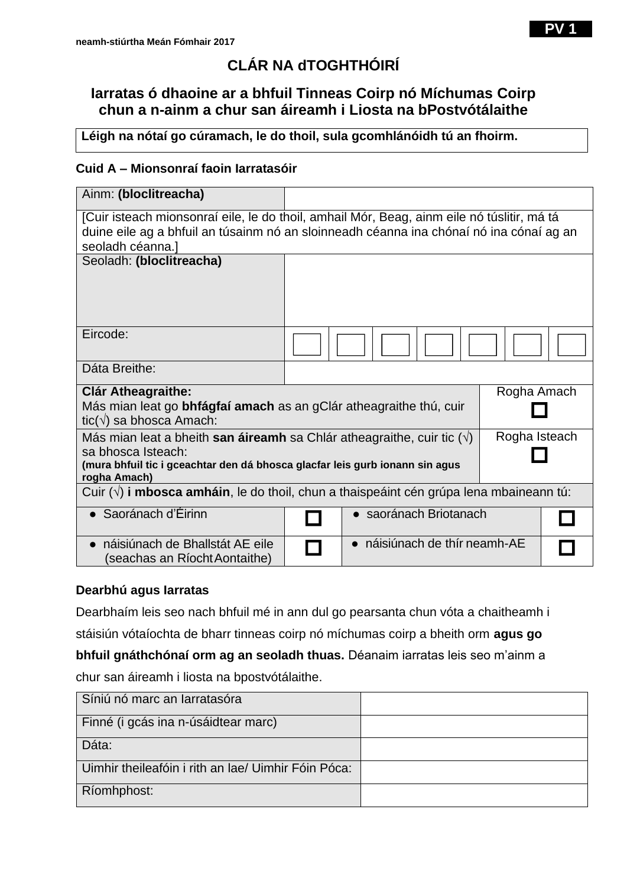**PV 1**

neamh-stiúrtha Meán Fómhair 2017

# CLÁR NA dTOGHTHÓIRÍ

## Iarratas ó dhaoine ar a bhfuil Tinneas Coirp nó Míchumas Coirp chun a n-ainm a chur san áireamh i Liosta na bPostvótálaithe

**Léigh na nótaí go cúramach, le do thoil, sula gcomhlánóidh tú an fhoirm.**

### Cuid A – Mionsonraí faoin Iarratasóir

| | |
|---|---|
| Ainm: **(bloclitreacha)** | |
| [Cuir isteach mionsonraí eile, le do thoil, amhail Mór, Beag, ainm eile nó túslitir, má tá duine eile ag a bhfuil an túsainm nó an sloinneadh céanna ina chónaí nó ina cónaí ag an seoladh céanna.] | |
| Seoladh: **(bloclitreacha)** | |
| Eircode: | ☐ ☐ ☐ ☐ ☐ ☐ ☐ |
| Dáta Breithe: | |

| | |
|---|---|
| **Clár Atheagraithe:** Más mian leat go **bhfágfaí amach** as an gClár atheagraithe thú, cuir tic(√) sa bhosca Amach: | Rogha Amach ☐ |
| Más mian leat a bheith **san áireamh** sa Chlár atheagraithe, cuir tic (√) sa bhosca Isteach: **(mura bhfuil tic i gceachtar den dá bhosca glacfar leis gurb ionann sin agus rogha Amach)** | Rogha Isteach ☐ |

Cuir (√) **i mbosca amháin**, le do thoil, chun a thaispeáint cén grúpa lena mbaineann tú:

| | | | |
|---|---|---|---|
| ● Saoránach d'Éirinn | ☐ | ● saoránach Briotanach | ☐ |
| ● náisiúnach de Bhallstát AE eile (seachas an Ríocht Aontaithe) | ☐ | ● náisiúnach de thír neamh-AE | ☐ |

**Dearbhú agus Iarratas**

Dearbhaím leis seo nach bhfuil mé in ann dul go pearsanta chun vóta a chaitheamh i stáisiún vótaíochta de bharr tinneas coirp nó míchumas coirp a bheith orm **agus go bhfuil gnáthchónaí orm ag an seoladh thuas.** Déanaim iarratas leis seo m'ainm a chur san áireamh i liosta na bpostvótálaithe.

| | |
|---|---|
| Síniú nó marc an Iarratasóra | |
| Finné (i gcás ina n-úsáidtear marc) | |
| Dáta: | |
| Uimhir theileafóin i rith an lae/ Uimhir Fóin Póca: | |
| Ríomhphost: | |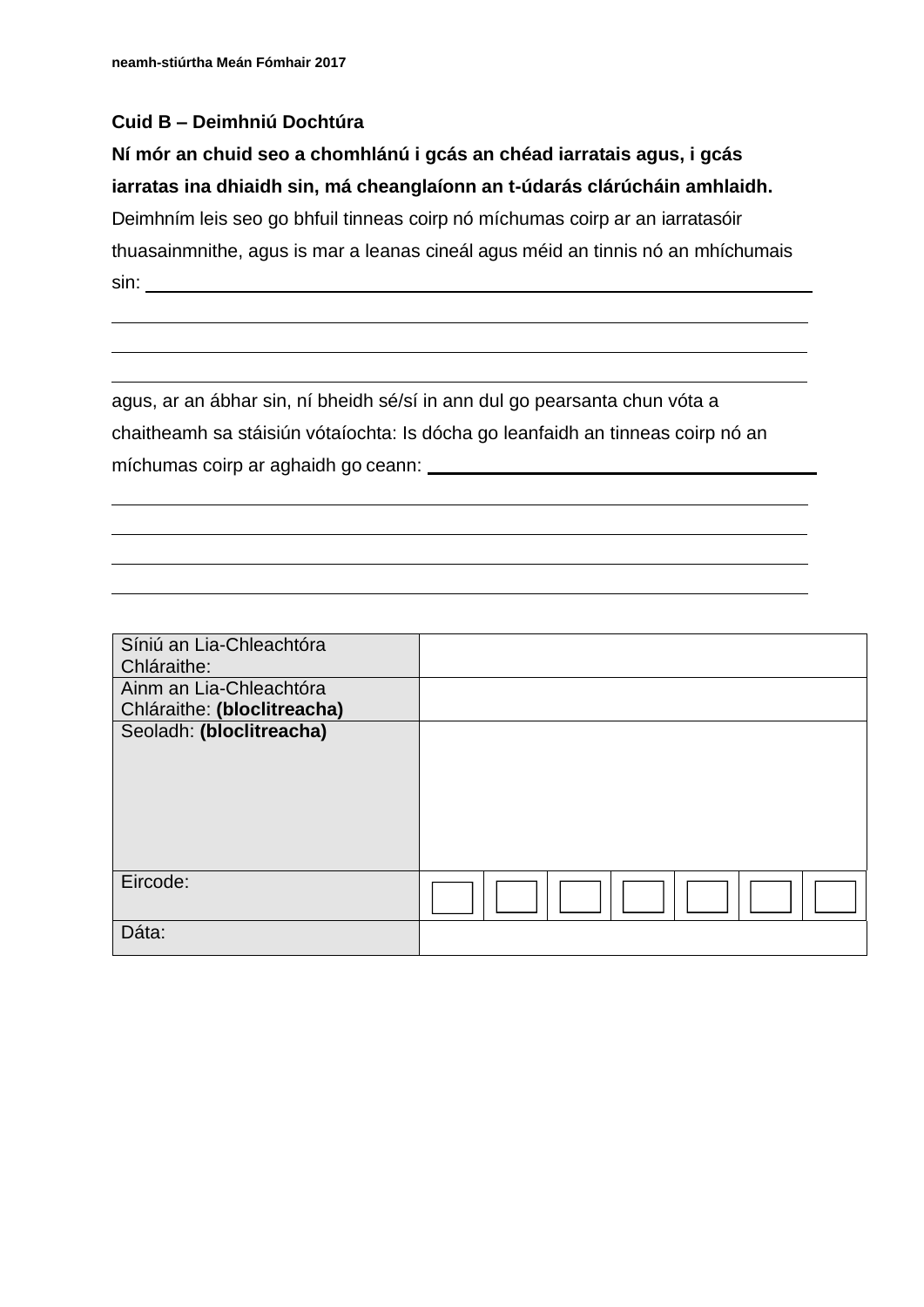**Cuid B – Deimhniú Dochtúra**

**Ní mór an chuid seo a chomhlánú i gcás an chéad iarratais agus, i gcás iarratas ina dhiaidh sin, má cheanglaíonn an t-údarás clárúcháin amhlaidh.**

Deimhním leis seo go bhfuil tinneas coirp nó míchumas coirp ar an iarratasóir thuasainmnithe, agus is mar a leanas cineál agus méid an tinnis nó an mhíchumais sin: ______________________________________________________________

______________________________________________________________

______________________________________________________________

______________________________________________________________

agus, ar an ábhar sin, ní bheidh sé/sí in ann dul go pearsanta chun vóta a chaitheamh sa stáisiún vótaíochta: Is dócha go leanfaidh an tinneas coirp nó an míchumas coirp ar aghaidh go ceann: ______________________________

______________________________________________________________

______________________________________________________________

______________________________________________________________

______________________________________________________________

| | | | | | | | |
|---|---|---|---|---|---|---|---|
| Síniú an Lia-Chleachtóra Chláraithe: | | | | | | | |
| Ainm an Lia-Chleachtóra Chláraithe: **(bloclitreacha)** | | | | | | | |
| Seoladh: **(bloclitreacha)** | | | | | | | |
| Eircode: | ☐ | ☐ | ☐ | ☐ | ☐ | ☐ | ☐ |
| Dáta: | | | | | | | |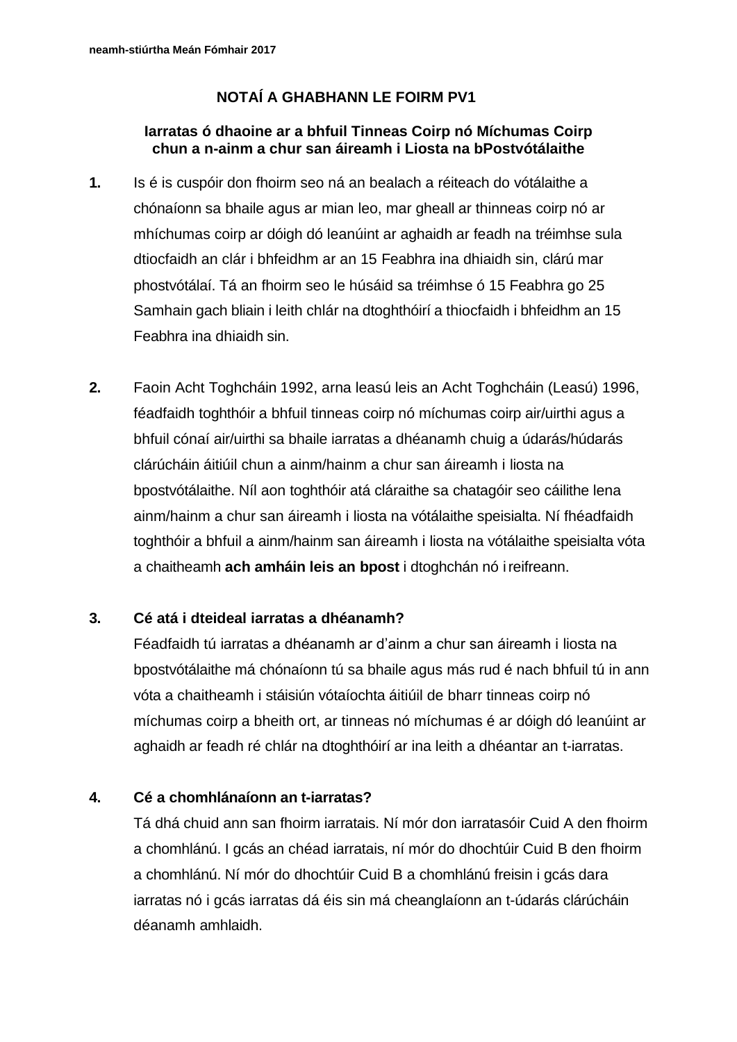neamh-stiúrtha Meán Fómhair 2017

## NOTAÍ A GHABHANN LE FOIRM PV1

### Iarratas ó dhaoine ar a bhfuil Tinneas Coirp nó Míchumas Coirp chun a n-ainm a chur san áireamh i Liosta na bPostvótálaithe

**1.** Is é is cuspóir don fhoirm seo ná an bealach a réiteach do vótálaithe a chónaíonn sa bhaile agus ar mian leo, mar gheall ar thinneas coirp nó ar mhíchumas coirp ar dóigh dó leanúint ar aghaidh ar feadh na tréimhse sula dtiocfaidh an clár i bhfeidhm ar an 15 Feabhra ina dhiaidh sin, clárú mar phostvótálaí. Tá an fhoirm seo le húsáid sa tréimhse ó 15 Feabhra go 25 Samhain gach bliain i leith chlár na dtoghthóirí a thiocfaidh i bhfeidhm an 15 Feabhra ina dhiaidh sin.

**2.** Faoin Acht Toghcháin 1992, arna leasú leis an Acht Toghcháin (Leasú) 1996, féadfaidh toghthóir a bhfuil tinneas coirp nó míchumas coirp air/uirthi agus a bhfuil cónaí air/uirthi sa bhaile iarratas a dhéanamh chuig a údarás/húdarás clárúcháin áitiúil chun a ainm/hainm a chur san áireamh i liosta na bpostvótálaithe. Níl aon toghthóir atá cláraithe sa chatagóir seo cáilithe lena ainm/hainm a chur san áireamh i liosta na vótálaithe speisialta. Ní fhéadfaidh toghthóir a bhfuil a ainm/hainm san áireamh i liosta na vótálaithe speisialta vóta a chaitheamh **ach amháin leis an bpost** i dtoghchán nó i reifreann.

**3. Cé atá i dteideal iarratas a dhéanamh?**

Féadfaidh tú iarratas a dhéanamh ar d'ainm a chur san áireamh i liosta na bpostvótálaithe má chónaíonn tú sa bhaile agus más rud é nach bhfuil tú in ann vóta a chaitheamh i stáisiún vótaíochta áitiúil de bharr tinneas coirp nó míchumas coirp a bheith ort, ar tinneas nó míchumas é ar dóigh dó leanúint ar aghaidh ar feadh ré chlár na dtoghthóirí ar ina leith a dhéantar an t-iarratas.

**4. Cé a chomhlánaíonn an t-iarratas?**

Tá dhá chuid ann san fhoirm iarratais. Ní mór don iarratasóir Cuid A den fhoirm a chomhlánú. I gcás an chéad iarratais, ní mór do dhochtúir Cuid B den fhoirm a chomhlánú. Ní mór do dhochtúir Cuid B a chomhlánú freisin i gcás dara iarratas nó i gcás iarratas dá éis sin má cheanglaíonn an t-údarás clárúcháin déanamh amhlaidh.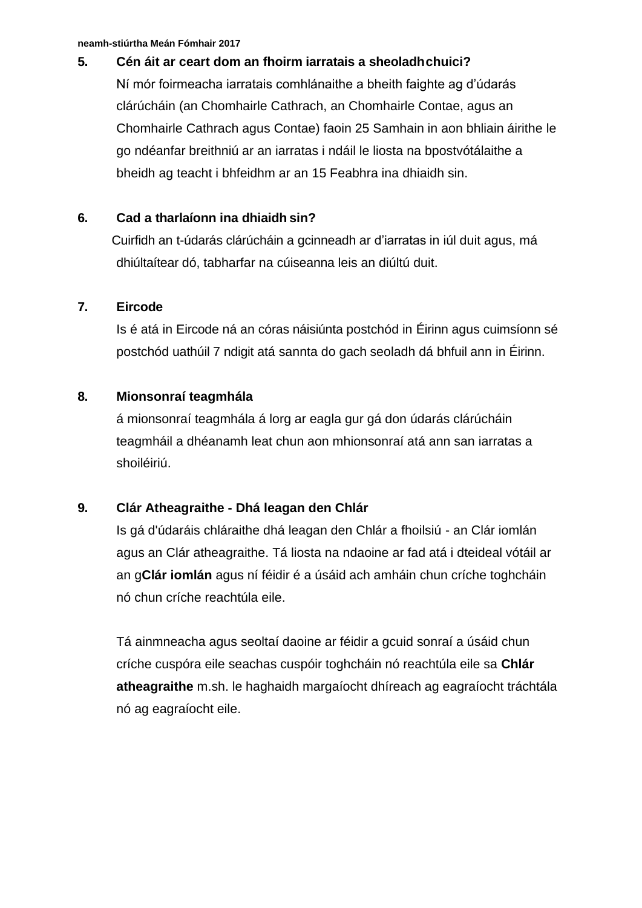**5. Cén áit ar ceart dom an fhoirm iarratais a sheoladh chuici?**

Ní mór foirmeacha iarratais comhlánaithe a bheith faighte ag d'údarás clárúcháin (an Chomhairle Cathrach, an Chomhairle Contae, agus an Chomhairle Cathrach agus Contae) faoin 25 Samhain in aon bhliain áirithe le go ndéanfar breithniú ar an iarratas i ndáil le liosta na bpostvótálaithe a bheidh ag teacht i bhfeidhm ar an 15 Feabhra ina dhiaidh sin.

**6. Cad a tharlaíonn ina dhiaidh sin?**

Cuirfidh an t-údarás clárúcháin a gcinneadh ar d'iarratas in iúl duit agus, má dhiúltaítear dó, tabharfar na cúiseanna leis an diúltú duit.

**7. Eircode**

Is é atá in Eircode ná an córas náisiúnta postchód in Éirinn agus cuimsíonn sé postchód uathúil 7 ndigit atá sannta do gach seoladh dá bhfuil ann in Éirinn.

**8. Mionsonraí teagmhála**

á mionsonraí teagmhála á lorg ar eagla gur gá don údarás clárúcháin teagmháil a dhéanamh leat chun aon mhionsonraí atá ann san iarratas a shoiléiriú.

**9. Clár Atheagraithe - Dhá leagan den Chlár**

Is gá d'údaráis chláraithe dhá leagan den Chlár a fhoilsiú - an Clár iomlán agus an Clár atheagraithe. Tá liosta na ndaoine ar fad atá i dteideal vótáil ar an g**Clár iomlán** agus ní féidir é a úsáid ach amháin chun críche toghcháin nó chun críche reachtúla eile.

Tá ainmneacha agus seoltaí daoine ar féidir a gcuid sonraí a úsáid chun críche cuspóra eile seachas cuspóir toghcháin nó reachtúla eile sa **Chlár atheagraithe** m.sh. le haghaidh margaíocht dhíreach ag eagraíocht tráchtála nó ag eagraíocht eile.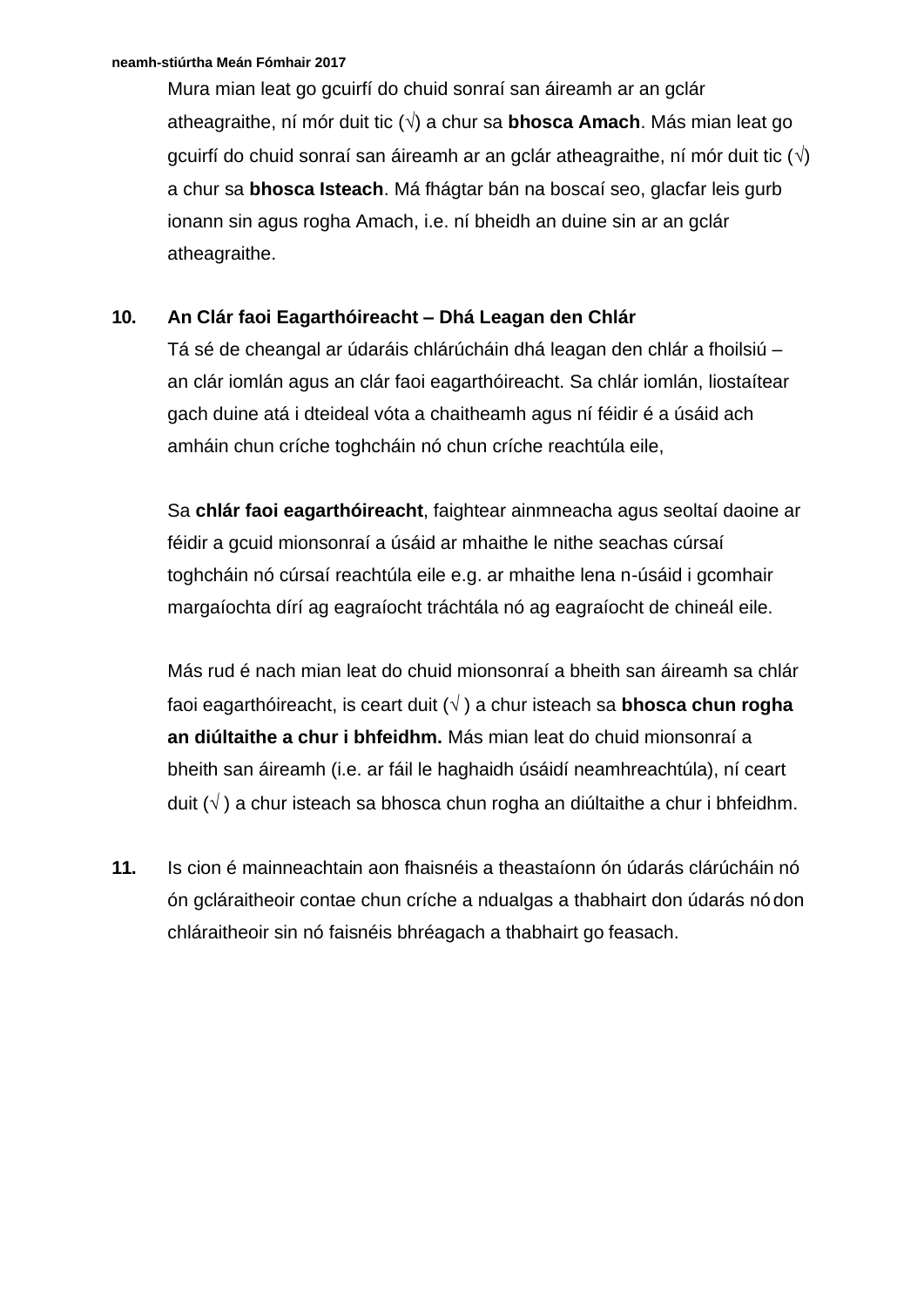Mura mian leat go gcuirfí do chuid sonraí san áireamh ar an gclár atheagraithe, ní mór duit tic (√) a chur sa **bhosca Amach**. Más mian leat go gcuirfí do chuid sonraí san áireamh ar an gclár atheagraithe, ní mór duit tic (√) a chur sa **bhosca Isteach**. Má fhágtar bán na boscaí seo, glacfar leis gurb ionann sin agus rogha Amach, i.e. ní bheidh an duine sin ar an gclár atheagraithe.

**10. An Clár faoi Eagarthóireacht – Dhá Leagan den Chlár**

Tá sé de cheangal ar údaráis chlárúcháin dhá leagan den chlár a fhoilsiú – an clár iomlán agus an clár faoi eagarthóireacht. Sa chlár iomlán, liostaítear gach duine atá i dteideal vóta a chaitheamh agus ní féidir é a úsáid ach amháin chun críche toghcháin nó chun críche reachtúla eile,

Sa **chlár faoi eagarthóireacht**, faightear ainmneacha agus seoltaí daoine ar féidir a gcuid mionsonraí a úsáid ar mhaithe le nithe seachas cúrsaí toghcháin nó cúrsaí reachtúla eile e.g. ar mhaithe lena n-úsáid i gcomhair margaíochta dírí ag eagraíocht tráchtála nó ag eagraíocht de chineál eile.

Más rud é nach mian leat do chuid mionsonraí a bheith san áireamh sa chlár faoi eagarthóireacht, is ceart duit (√ ) a chur isteach sa **bhosca chun rogha an diúltaithe a chur i bhfeidhm.** Más mian leat do chuid mionsonraí a bheith san áireamh (i.e. ar fáil le haghaidh úsáidí neamhreachtúla), ní ceart duit (√ ) a chur isteach sa bhosca chun rogha an diúltaithe a chur i bhfeidhm.

**11.** Is cion é mainneachtain aon fhaisnéis a theastaíonn ón údarás clárúcháin nó ón gcláraitheoir contae chun críche a ndualgas a thabhairt don údarás nó don chláraitheoir sin nó faisnéis bhréagach a thabhairt go feasach.